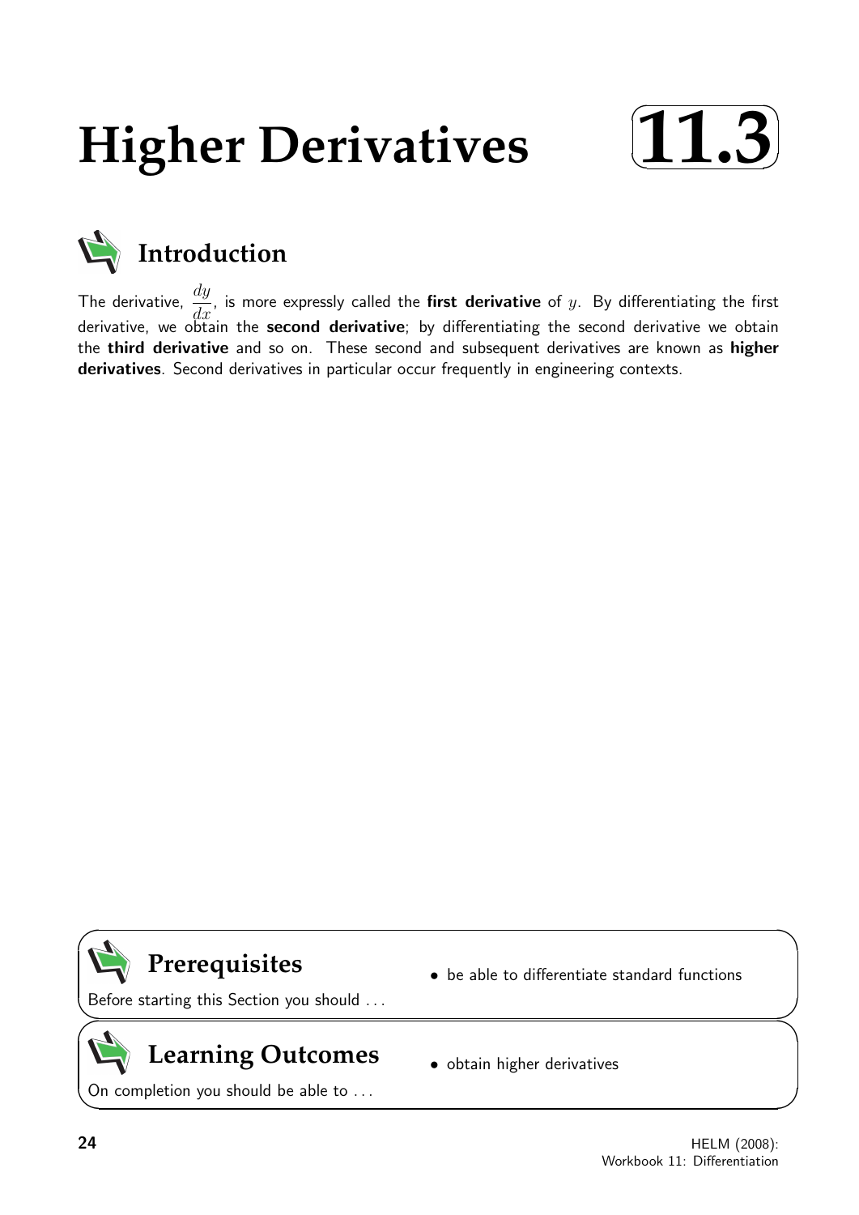# Higher Derivatives 11.3

## Introduction

The derivative, $\frac{dy}{dx}$, is more expressly called the **first derivative** of $y$. By differentiating the first derivative, we obtain the **second derivative**; by differentiating the second derivative we obtain the **third derivative** and so on. These second and subsequent derivatives are known as **higher derivatives**. Second derivatives in particular occur frequently in engineering contexts.

## Prerequisites

Before starting this Section you should ...

- be able to differentiate standard functions

## Learning Outcomes

On completion you should be able to ...

- obtain higher derivatives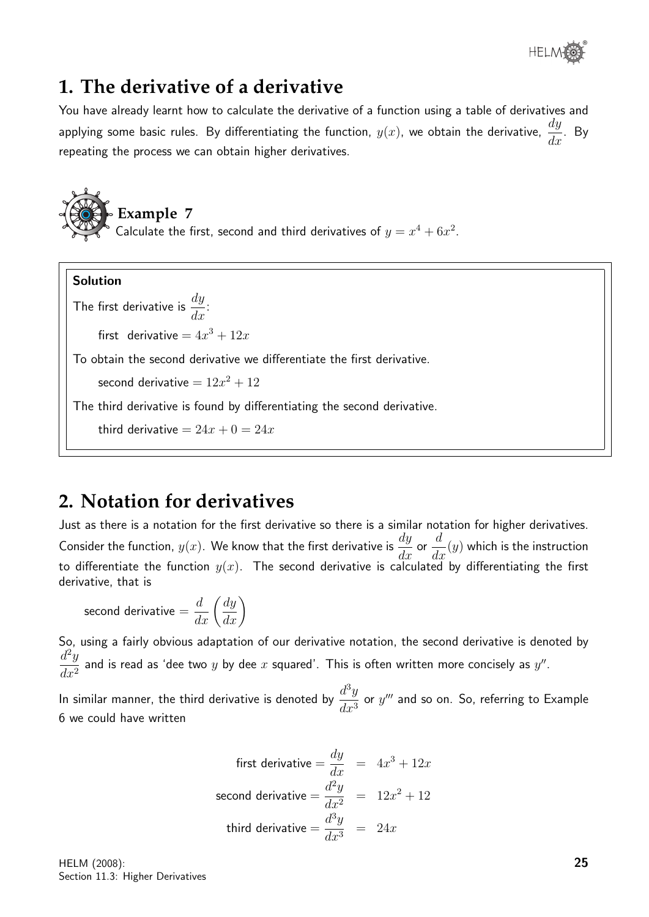## 1. The derivative of a derivative

You have already learnt how to calculate the derivative of a function using a table of derivatives and applying some basic rules. By differentiating the function, $y(x)$, we obtain the derivative, $\dfrac{dy}{dx}$. By repeating the process we can obtain higher derivatives.

### Example 7

Calculate the first, second and third derivatives of $y = x^4 + 6x^2$.

**Solution**

The first derivative is $\dfrac{dy}{dx}$:

first derivative $= 4x^3 + 12x$

To obtain the second derivative we differentiate the first derivative.

second derivative $= 12x^2 + 12$

The third derivative is found by differentiating the second derivative.

third derivative $= 24x + 0 = 24x$

## 2. Notation for derivatives

Just as there is a notation for the first derivative so there is a similar notation for higher derivatives. Consider the function, $y(x)$. We know that the first derivative is $\dfrac{dy}{dx}$ or $\dfrac{d}{dx}(y)$ which is the instruction to differentiate the function $y(x)$. The second derivative is calculated by differentiating the first derivative, that is

$$\text{second derivative} = \frac{d}{dx}\left(\frac{dy}{dx}\right)$$

So, using a fairly obvious adaptation of our derivative notation, the second derivative is denoted by $\dfrac{d^2y}{dx^2}$ and is read as 'dee two $y$ by dee $x$ squared'. This is often written more concisely as $y''$.

In similar manner, the third derivative is denoted by $\dfrac{d^3y}{dx^3}$ or $y'''$ and so on. So, referring to Example 6 we could have written

$$\begin{aligned}
\text{first derivative} = \frac{dy}{dx} &= 4x^3 + 12x \\
\text{second derivative} = \frac{d^2y}{dx^2} &= 12x^2 + 12 \\
\text{third derivative} = \frac{d^3y}{dx^3} &= 24x
\end{aligned}$$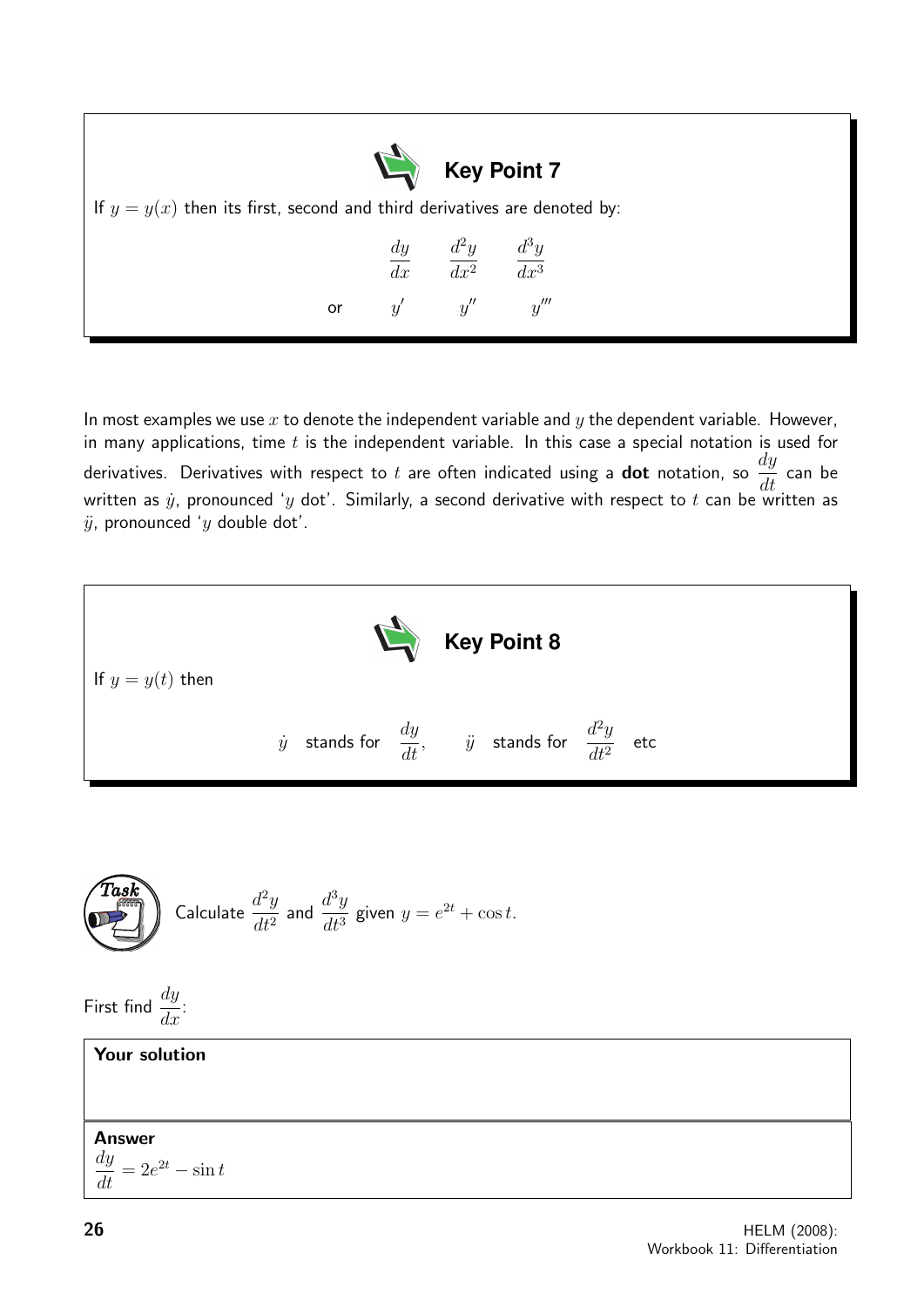**Key Point 7**

If $y = y(x)$ then its first, second and third derivatives are denoted by:

$$\frac{dy}{dx} \qquad \frac{d^2y}{dx^2} \qquad \frac{d^3y}{dx^3}$$

$$\text{or} \qquad y' \qquad y'' \qquad y'''$$

In most examples we use $x$ to denote the independent variable and $y$ the dependent variable. However, in many applications, time $t$ is the independent variable. In this case a special notation is used for derivatives. Derivatives with respect to $t$ are often indicated using a **dot** notation, so $\frac{dy}{dt}$ can be written as $\dot{y}$, pronounced '$y$ dot'. Similarly, a second derivative with respect to $t$ can be written as $\ddot{y}$, pronounced '$y$ double dot'.

**Key Point 8**

If $y = y(t)$ then

$$\dot{y} \quad \text{stands for} \quad \frac{dy}{dt}, \qquad \ddot{y} \quad \text{stands for} \quad \frac{d^2y}{dt^2} \quad \text{etc}$$

**Task**

Calculate $\frac{d^2y}{dt^2}$ and $\frac{d^3y}{dt^3}$ given $y = e^{2t} + \cos t$.

First find $\frac{dy}{dx}$:

**Your solution**

**Answer**

$\frac{dy}{dt} = 2e^{2t} - \sin t$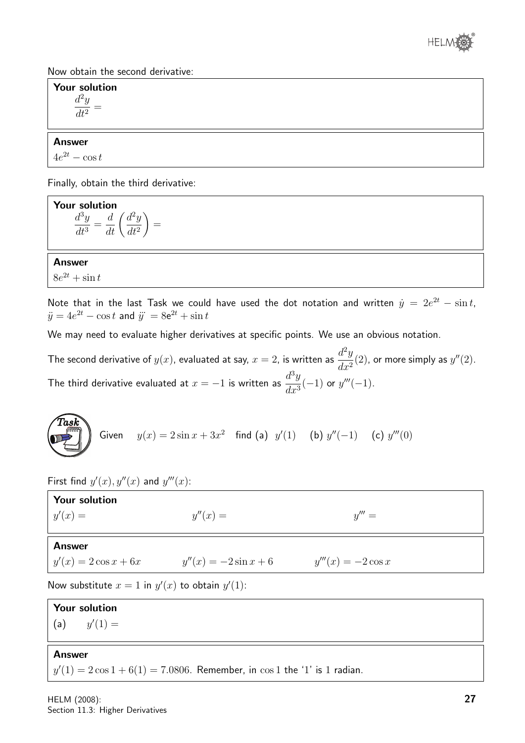Now obtain the second derivative:

**Your solution**

$\dfrac{d^2y}{dt^2} =$

**Answer**

$4e^{2t} - \cos t$

Finally, obtain the third derivative:

**Your solution**

$\dfrac{d^3y}{dt^3} = \dfrac{d}{dt}\left(\dfrac{d^2y}{dt^2}\right) =$

**Answer**

$8e^{2t} + \sin t$

Note that in the last Task we could have used the dot notation and written $\dot{y} = 2e^{2t} - \sin t$, $\ddot{y} = 4e^{2t} - \cos t$ and $\dddot{y} = 8e^{2t} + \sin t$

We may need to evaluate higher derivatives at specific points. We use an obvious notation.

The second derivative of $y(x)$, evaluated at say, $x = 2$, is written as $\dfrac{d^2y}{dx^2}(2)$, or more simply as $y''(2)$.

The third derivative evaluated at $x = -1$ is written as $\dfrac{d^3y}{dx^3}(-1)$ or $y'''(-1)$.

**Task**

Given $\quad y(x) = 2\sin x + 3x^2 \quad$ find (a) $y'(1)$ $\quad$ (b) $y''(-1)$ $\quad$ (c) $y'''(0)$

First find $y'(x), y''(x)$ and $y'''(x)$:

**Your solution**

$y'(x) =$ $\qquad$ $y''(x) =$ $\qquad$ $y''' =$

**Answer**

$y'(x) = 2\cos x + 6x$ $\qquad$ $y''(x) = -2\sin x + 6$ $\qquad$ $y'''(x) = -2\cos x$

Now substitute $x = 1$ in $y'(x)$ to obtain $y'(1)$:

**Your solution**

(a) $\quad y'(1) =$

**Answer**

$y'(1) = 2\cos 1 + 6(1) = 7.0806$. Remember, in $\cos 1$ the '1' is 1 radian.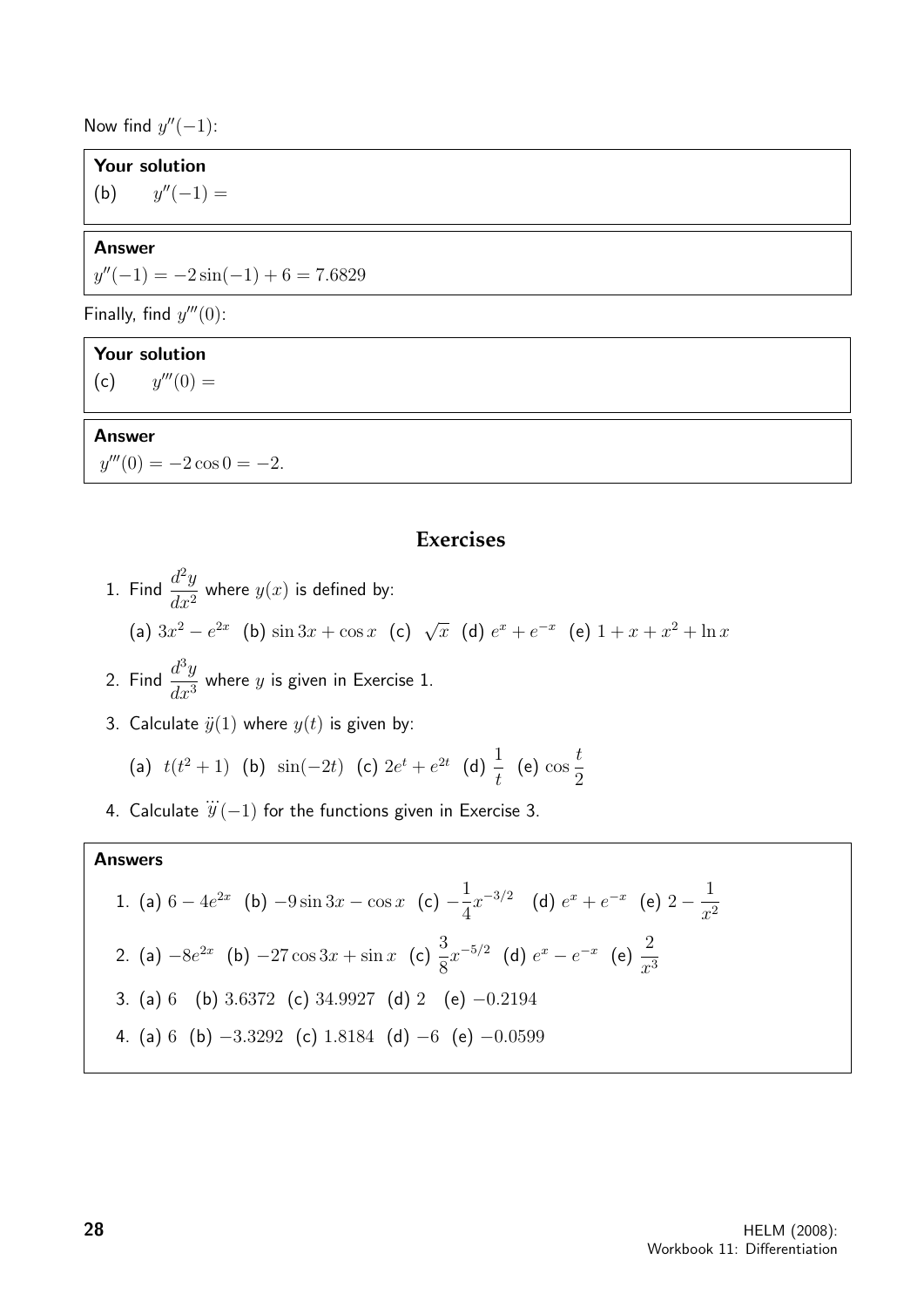Now find $y''(-1)$:

**Your solution**

(b) $y''(-1) =$

**Answer**

$y''(-1) = -2\sin(-1) + 6 = 7.6829$

Finally, find $y'''(0)$:

**Your solution**

(c) $y'''(0) =$

**Answer**

$y'''(0) = -2\cos 0 = -2.$

## Exercises

1. Find $\dfrac{d^2y}{dx^2}$ where $y(x)$ is defined by:

   (a) $3x^2 - e^{2x}$ (b) $\sin 3x + \cos x$ (c) $\sqrt{x}$ (d) $e^x + e^{-x}$ (e) $1 + x + x^2 + \ln x$

2. Find $\dfrac{d^3y}{dx^3}$ where $y$ is given in Exercise 1.

3. Calculate $\ddot{y}(1)$ where $y(t)$ is given by:

   (a) $t(t^2+1)$ (b) $\sin(-2t)$ (c) $2e^t + e^{2t}$ (d) $\dfrac{1}{t}$ (e) $\cos\dfrac{t}{2}$

4. Calculate $\dddot{y}(-1)$ for the functions given in Exercise 3.

**Answers**

1. (a) $6 - 4e^{2x}$ (b) $-9\sin 3x - \cos x$ (c) $-\dfrac{1}{4}x^{-3/2}$ (d) $e^x + e^{-x}$ (e) $2 - \dfrac{1}{x^2}$

2. (a) $-8e^{2x}$ (b) $-27\cos 3x + \sin x$ (c) $\dfrac{3}{8}x^{-5/2}$ (d) $e^x - e^{-x}$ (e) $\dfrac{2}{x^3}$

3. (a) $6$ (b) $3.6372$ (c) $34.9927$ (d) $2$ (e) $-0.2194$

4. (a) $6$ (b) $-3.3292$ (c) $1.8184$ (d) $-6$ (e) $-0.0599$